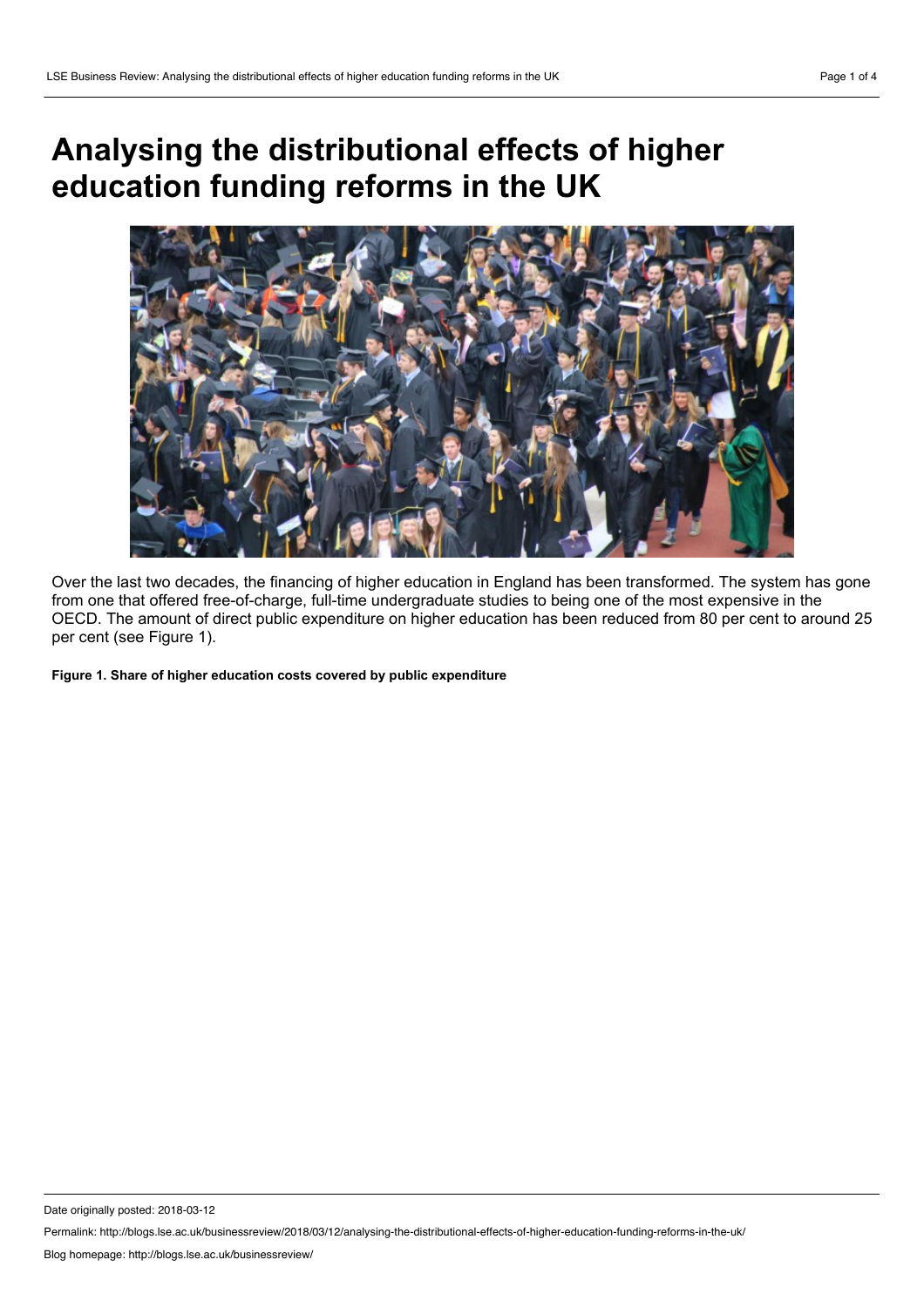# Analysing the distributional effects of higher education funding reforms in the UK

Over the last two decades, the financing of higher education in England has been transformed. The system has gone from one that offered free-of-charge, full-time undergraduate studies to being one of the most expensive in the OECD. The amount of direct public expenditure on higher education has been reduced from 80 per cent to around 25 per cent (see Figure 1).

**Figure 1. Share of higher education costs covered by public expenditure**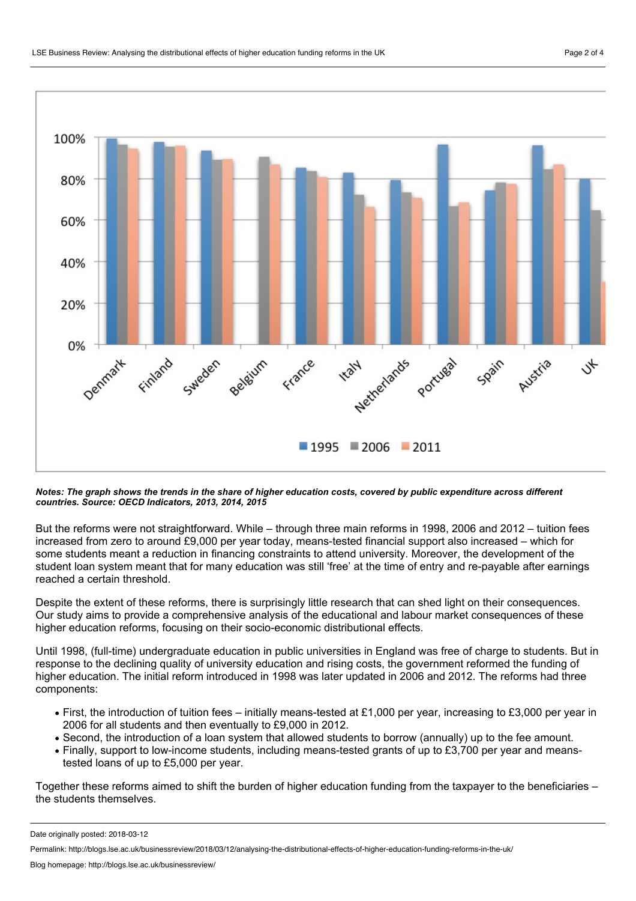*Notes: The graph shows the trends in the share of higher education costs, covered by public expenditure across different countries. Source: OECD Indicators, 2013, 2014, 2015*

But the reforms were not straightforward. While – through three main reforms in 1998, 2006 and 2012 – tuition fees increased from zero to around £9,000 per year today, means-tested financial support also increased – which for some students meant a reduction in financing constraints to attend university. Moreover, the development of the student loan system meant that for many education was still 'free' at the time of entry and re-payable after earnings reached a certain threshold.

Despite the extent of these reforms, there is surprisingly little research that can shed light on their consequences. Our study aims to provide a comprehensive analysis of the educational and labour market consequences of these higher education reforms, focusing on their socio-economic distributional effects.

Until 1998, (full-time) undergraduate education in public universities in England was free of charge to students. But in response to the declining quality of university education and rising costs, the government reformed the funding of higher education. The initial reform introduced in 1998 was later updated in 2006 and 2012. The reforms had three components:

- First, the introduction of tuition fees – initially means-tested at £1,000 per year, increasing to £3,000 per year in 2006 for all students and then eventually to £9,000 in 2012.
- Second, the introduction of a loan system that allowed students to borrow (annually) up to the fee amount.
- Finally, support to low-income students, including means-tested grants of up to £3,700 per year and means-tested loans of up to £5,000 per year.

Together these reforms aimed to shift the burden of higher education funding from the taxpayer to the beneficiaries – the students themselves.

Date originally posted: 2018-03-12

Permalink: http://blogs.lse.ac.uk/businessreview/2018/03/12/analysing-the-distributional-effects-of-higher-education-funding-reforms-in-the-uk/

Blog homepage: http://blogs.lse.ac.uk/businessreview/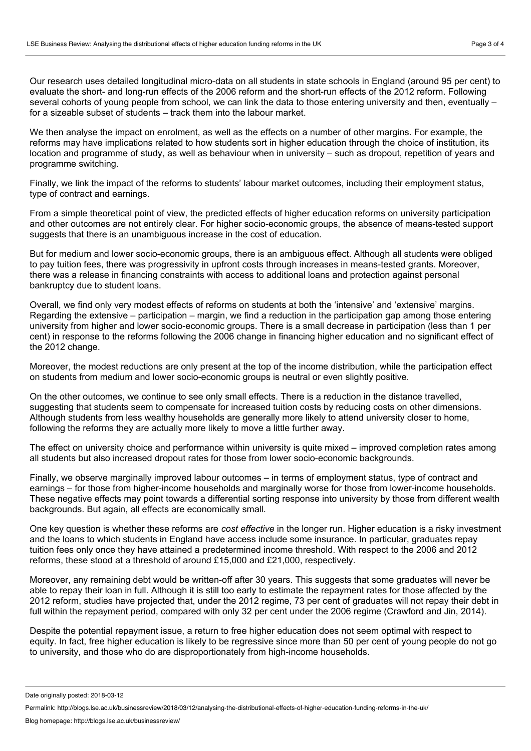Our research uses detailed longitudinal micro-data on all students in state schools in England (around 95 per cent) to evaluate the short- and long-run effects of the 2006 reform and the short-run effects of the 2012 reform. Following several cohorts of young people from school, we can link the data to those entering university and then, eventually – for a sizeable subset of students – track them into the labour market.

We then analyse the impact on enrolment, as well as the effects on a number of other margins. For example, the reforms may have implications related to how students sort in higher education through the choice of institution, its location and programme of study, as well as behaviour when in university – such as dropout, repetition of years and programme switching.

Finally, we link the impact of the reforms to students' labour market outcomes, including their employment status, type of contract and earnings.

From a simple theoretical point of view, the predicted effects of higher education reforms on university participation and other outcomes are not entirely clear. For higher socio-economic groups, the absence of means-tested support suggests that there is an unambiguous increase in the cost of education.

But for medium and lower socio-economic groups, there is an ambiguous effect. Although all students were obliged to pay tuition fees, there was progressivity in upfront costs through increases in means-tested grants. Moreover, there was a release in financing constraints with access to additional loans and protection against personal bankruptcy due to student loans.

Overall, we find only very modest effects of reforms on students at both the 'intensive' and 'extensive' margins. Regarding the extensive – participation – margin, we find a reduction in the participation gap among those entering university from higher and lower socio-economic groups. There is a small decrease in participation (less than 1 per cent) in response to the reforms following the 2006 change in financing higher education and no significant effect of the 2012 change.

Moreover, the modest reductions are only present at the top of the income distribution, while the participation effect on students from medium and lower socio-economic groups is neutral or even slightly positive.

On the other outcomes, we continue to see only small effects. There is a reduction in the distance travelled, suggesting that students seem to compensate for increased tuition costs by reducing costs on other dimensions. Although students from less wealthy households are generally more likely to attend university closer to home, following the reforms they are actually more likely to move a little further away.

The effect on university choice and performance within university is quite mixed – improved completion rates among all students but also increased dropout rates for those from lower socio-economic backgrounds.

Finally, we observe marginally improved labour outcomes – in terms of employment status, type of contract and earnings – for those from higher-income households and marginally worse for those from lower-income households. These negative effects may point towards a differential sorting response into university by those from different wealth backgrounds. But again, all effects are economically small.

One key question is whether these reforms are *cost effective* in the longer run. Higher education is a risky investment and the loans to which students in England have access include some insurance. In particular, graduates repay tuition fees only once they have attained a predetermined income threshold. With respect to the 2006 and 2012 reforms, these stood at a threshold of around £15,000 and £21,000, respectively.

Moreover, any remaining debt would be written-off after 30 years. This suggests that some graduates will never be able to repay their loan in full. Although it is still too early to estimate the repayment rates for those affected by the 2012 reform, studies have projected that, under the 2012 regime, 73 per cent of graduates will not repay their debt in full within the repayment period, compared with only 32 per cent under the 2006 regime (Crawford and Jin, 2014).

Despite the potential repayment issue, a return to free higher education does not seem optimal with respect to equity. In fact, free higher education is likely to be regressive since more than 50 per cent of young people do not go to university, and those who do are disproportionately from high-income households.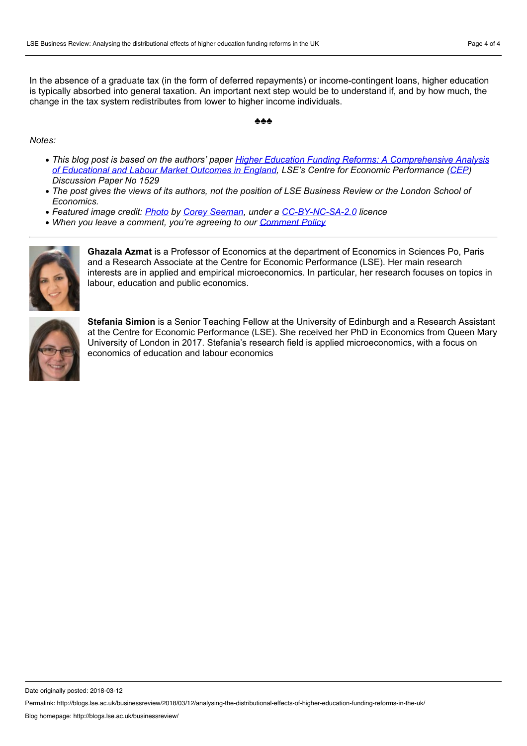In the absence of a graduate tax (in the form of deferred repayments) or income-contingent loans, higher education is typically absorbed into general taxation. An important next step would be to understand if, and by how much, the change in the tax system redistributes from lower to higher income individuals.

♣♣♣

*Notes:*

- *This blog post is based on the authors' paper [Higher Education Funding Reforms: A Comprehensive Analysis of Educational and Labour Market Outcomes in England](), LSE's Centre for Economic Performance ([CEP]()) Discussion Paper No 1529*
- *The post gives the views of its authors, not the position of LSE Business Review or the London School of Economics.*
- *Featured image credit: [Photo]() by [Corey Seeman](), under a [CC-BY-NC-SA-2.0]() licence*
- *When you leave a comment, you're agreeing to our [Comment Policy]()*

**Ghazala Azmat** is a Professor of Economics at the department of Economics in Sciences Po, Paris and a Research Associate at the Centre for Economic Performance (LSE). Her main research interests are in applied and empirical microeconomics. In particular, her research focuses on topics in labour, education and public economics.

**Stefania Simion** is a Senior Teaching Fellow at the University of Edinburgh and a Research Assistant at the Centre for Economic Performance (LSE). She received her PhD in Economics from Queen Mary University of London in 2017. Stefania's research field is applied microeconomics, with a focus on economics of education and labour economics

Date originally posted: 2018-03-12

Permalink: http://blogs.lse.ac.uk/businessreview/2018/03/12/analysing-the-distributional-effects-of-higher-education-funding-reforms-in-the-uk/

Blog homepage: http://blogs.lse.ac.uk/businessreview/